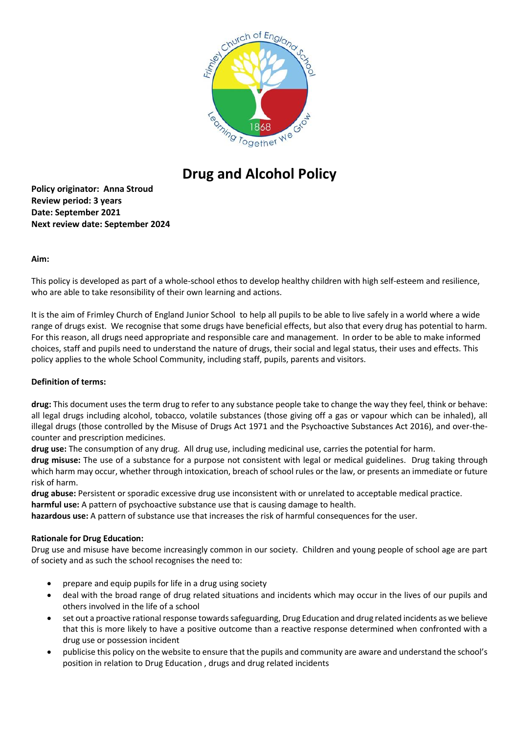# Drug and Alcohol Policy

**Policy originator: Anna Stroud**
**Review period: 3 years**
**Date: September 2021**
**Next review date: September 2024**

**Aim:**

This policy is developed as part of a whole-school ethos to develop healthy children with high self-esteem and resilience, who are able to take resonsibility of their own learning and actions.

It is the aim of Frimley Church of England Junior School to help all pupils to be able to live safely in a world where a wide range of drugs exist. We recognise that some drugs have beneficial effects, but also that every drug has potential to harm. For this reason, all drugs need appropriate and responsible care and management. In order to be able to make informed choices, staff and pupils need to understand the nature of drugs, their social and legal status, their uses and effects. This policy applies to the whole School Community, including staff, pupils, parents and visitors.

**Definition of terms:**

**drug:** This document uses the term drug to refer to any substance people take to change the way they feel, think or behave: all legal drugs including alcohol, tobacco, volatile substances (those giving off a gas or vapour which can be inhaled), all illegal drugs (those controlled by the Misuse of Drugs Act 1971 and the Psychoactive Substances Act 2016), and over-the-counter and prescription medicines.
**drug use:** The consumption of any drug. All drug use, including medicinal use, carries the potential for harm.
**drug misuse:** The use of a substance for a purpose not consistent with legal or medical guidelines. Drug taking through which harm may occur, whether through intoxication, breach of school rules or the law, or presents an immediate or future risk of harm.
**drug abuse:** Persistent or sporadic excessive drug use inconsistent with or unrelated to acceptable medical practice.
**harmful use:** A pattern of psychoactive substance use that is causing damage to health.
**hazardous use:** A pattern of substance use that increases the risk of harmful consequences for the user.

**Rationale for Drug Education:**
Drug use and misuse have become increasingly common in our society. Children and young people of school age are part of society and as such the school recognises the need to:

- prepare and equip pupils for life in a drug using society
- deal with the broad range of drug related situations and incidents which may occur in the lives of our pupils and others involved in the life of a school
- set out a proactive rational response towards safeguarding, Drug Education and drug related incidents as we believe that this is more likely to have a positive outcome than a reactive response determined when confronted with a drug use or possession incident
- publicise this policy on the website to ensure that the pupils and community are aware and understand the school's position in relation to Drug Education , drugs and drug related incidents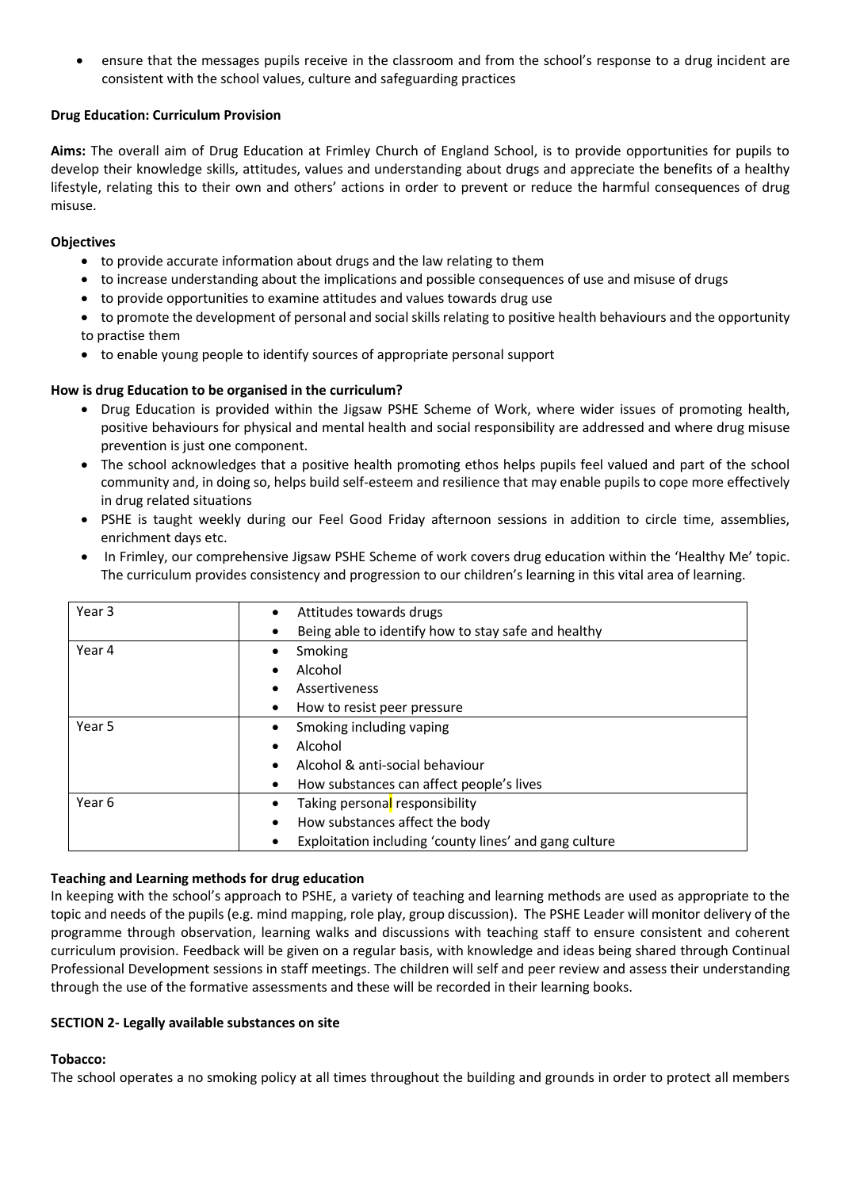- ensure that the messages pupils receive in the classroom and from the school's response to a drug incident are consistent with the school values, culture and safeguarding practices

**Drug Education: Curriculum Provision**

**Aims:** The overall aim of Drug Education at Frimley Church of England School, is to provide opportunities for pupils to develop their knowledge skills, attitudes, values and understanding about drugs and appreciate the benefits of a healthy lifestyle, relating this to their own and others' actions in order to prevent or reduce the harmful consequences of drug misuse.

**Objectives**

- to provide accurate information about drugs and the law relating to them
- to increase understanding about the implications and possible consequences of use and misuse of drugs
- to provide opportunities to examine attitudes and values towards drug use
- to promote the development of personal and social skills relating to positive health behaviours and the opportunity to practise them
- to enable young people to identify sources of appropriate personal support

**How is drug Education to be organised in the curriculum?**

- Drug Education is provided within the Jigsaw PSHE Scheme of Work, where wider issues of promoting health, positive behaviours for physical and mental health and social responsibility are addressed and where drug misuse prevention is just one component.
- The school acknowledges that a positive health promoting ethos helps pupils feel valued and part of the school community and, in doing so, helps build self-esteem and resilience that may enable pupils to cope more effectively in drug related situations
- PSHE is taught weekly during our Feel Good Friday afternoon sessions in addition to circle time, assemblies, enrichment days etc.
- In Frimley, our comprehensive Jigsaw PSHE Scheme of work covers drug education within the 'Healthy Me' topic. The curriculum provides consistency and progression to our children's learning in this vital area of learning.

| | |
|---|---|
| Year 3 | • Attitudes towards drugs<br>• Being able to identify how to stay safe and healthy |
| Year 4 | • Smoking<br>• Alcohol<br>• Assertiveness<br>• How to resist peer pressure |
| Year 5 | • Smoking including vaping<br>• Alcohol<br>• Alcohol & anti-social behaviour<br>• How substances can affect people's lives |
| Year 6 | • Taking personal responsibility<br>• How substances affect the body<br>• Exploitation including 'county lines' and gang culture |

**Teaching and Learning methods for drug education**

In keeping with the school's approach to PSHE, a variety of teaching and learning methods are used as appropriate to the topic and needs of the pupils (e.g. mind mapping, role play, group discussion). The PSHE Leader will monitor delivery of the programme through observation, learning walks and discussions with teaching staff to ensure consistent and coherent curriculum provision. Feedback will be given on a regular basis, with knowledge and ideas being shared through Continual Professional Development sessions in staff meetings. The children will self and peer review and assess their understanding through the use of the formative assessments and these will be recorded in their learning books.

**SECTION 2- Legally available substances on site**

**Tobacco:**

The school operates a no smoking policy at all times throughout the building and grounds in order to protect all members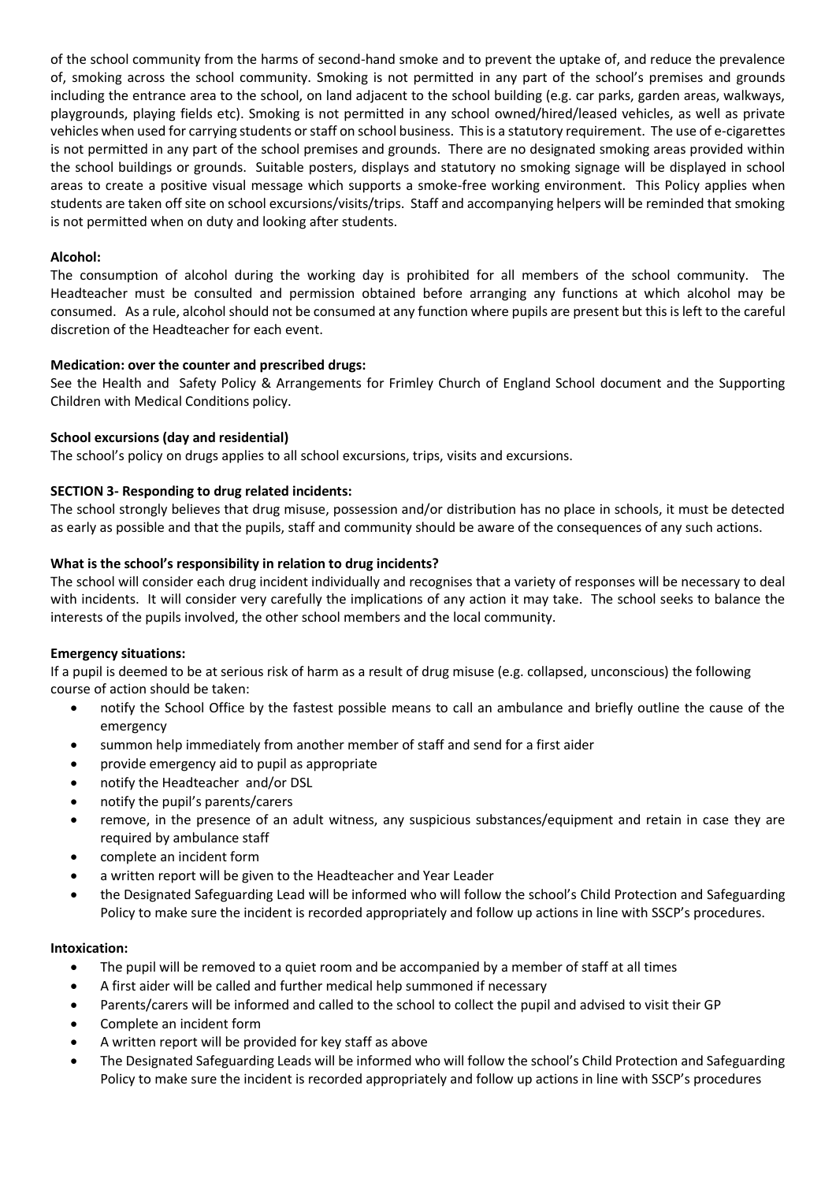of the school community from the harms of second-hand smoke and to prevent the uptake of, and reduce the prevalence of, smoking across the school community. Smoking is not permitted in any part of the school's premises and grounds including the entrance area to the school, on land adjacent to the school building (e.g. car parks, garden areas, walkways, playgrounds, playing fields etc). Smoking is not permitted in any school owned/hired/leased vehicles, as well as private vehicles when used for carrying students or staff on school business. This is a statutory requirement. The use of e-cigarettes is not permitted in any part of the school premises and grounds. There are no designated smoking areas provided within the school buildings or grounds. Suitable posters, displays and statutory no smoking signage will be displayed in school areas to create a positive visual message which supports a smoke-free working environment. This Policy applies when students are taken off site on school excursions/visits/trips. Staff and accompanying helpers will be reminded that smoking is not permitted when on duty and looking after students.

**Alcohol:**
The consumption of alcohol during the working day is prohibited for all members of the school community. The Headteacher must be consulted and permission obtained before arranging any functions at which alcohol may be consumed. As a rule, alcohol should not be consumed at any function where pupils are present but this is left to the careful discretion of the Headteacher for each event.

**Medication: over the counter and prescribed drugs:**
See the Health and Safety Policy & Arrangements for Frimley Church of England School document and the Supporting Children with Medical Conditions policy.

**School excursions (day and residential)**
The school's policy on drugs applies to all school excursions, trips, visits and excursions.

**SECTION 3- Responding to drug related incidents:**
The school strongly believes that drug misuse, possession and/or distribution has no place in schools, it must be detected as early as possible and that the pupils, staff and community should be aware of the consequences of any such actions.

**What is the school's responsibility in relation to drug incidents?**
The school will consider each drug incident individually and recognises that a variety of responses will be necessary to deal with incidents. It will consider very carefully the implications of any action it may take. The school seeks to balance the interests of the pupils involved, the other school members and the local community.

**Emergency situations:**
If a pupil is deemed to be at serious risk of harm as a result of drug misuse (e.g. collapsed, unconscious) the following course of action should be taken:

- notify the School Office by the fastest possible means to call an ambulance and briefly outline the cause of the emergency
- summon help immediately from another member of staff and send for a first aider
- provide emergency aid to pupil as appropriate
- notify the Headteacher and/or DSL
- notify the pupil's parents/carers
- remove, in the presence of an adult witness, any suspicious substances/equipment and retain in case they are required by ambulance staff
- complete an incident form
- a written report will be given to the Headteacher and Year Leader
- the Designated Safeguarding Lead will be informed who will follow the school's Child Protection and Safeguarding Policy to make sure the incident is recorded appropriately and follow up actions in line with SSCP's procedures.

**Intoxication:**

- The pupil will be removed to a quiet room and be accompanied by a member of staff at all times
- A first aider will be called and further medical help summoned if necessary
- Parents/carers will be informed and called to the school to collect the pupil and advised to visit their GP
- Complete an incident form
- A written report will be provided for key staff as above
- The Designated Safeguarding Leads will be informed who will follow the school's Child Protection and Safeguarding Policy to make sure the incident is recorded appropriately and follow up actions in line with SSCP's procedures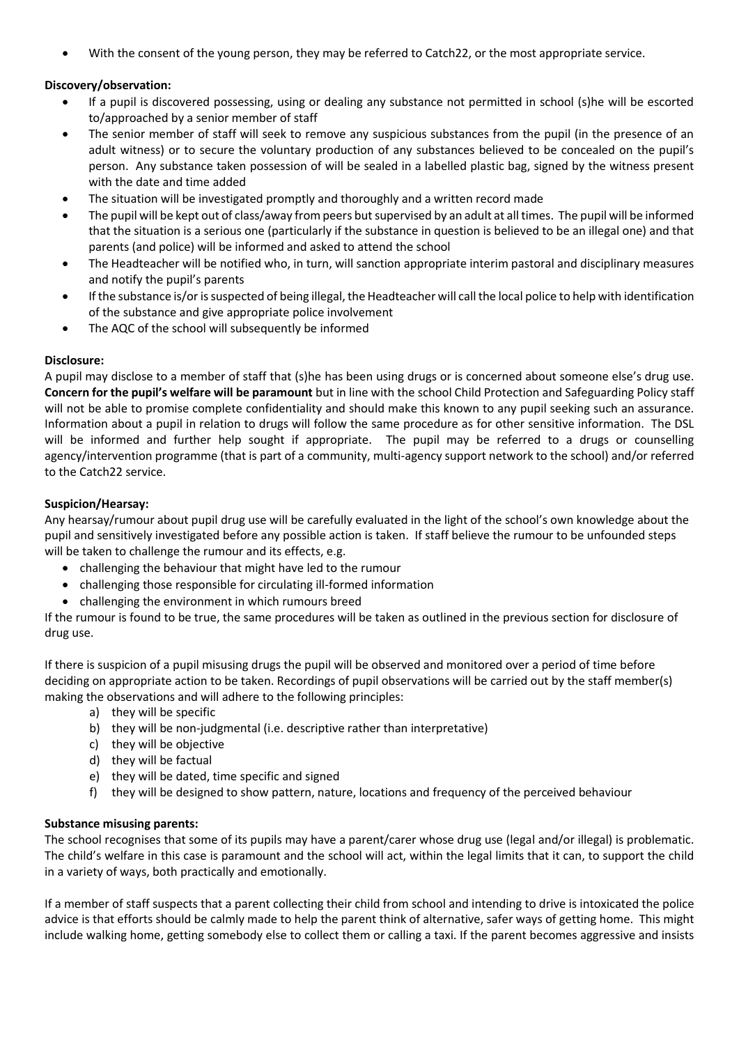- With the consent of the young person, they may be referred to Catch22, or the most appropriate service.

**Discovery/observation:**

- If a pupil is discovered possessing, using or dealing any substance not permitted in school (s)he will be escorted to/approached by a senior member of staff
- The senior member of staff will seek to remove any suspicious substances from the pupil (in the presence of an adult witness) or to secure the voluntary production of any substances believed to be concealed on the pupil's person. Any substance taken possession of will be sealed in a labelled plastic bag, signed by the witness present with the date and time added
- The situation will be investigated promptly and thoroughly and a written record made
- The pupil will be kept out of class/away from peers but supervised by an adult at all times. The pupil will be informed that the situation is a serious one (particularly if the substance in question is believed to be an illegal one) and that parents (and police) will be informed and asked to attend the school
- The Headteacher will be notified who, in turn, will sanction appropriate interim pastoral and disciplinary measures and notify the pupil's parents
- If the substance is/or is suspected of being illegal, the Headteacher will call the local police to help with identification of the substance and give appropriate police involvement
- The AQC of the school will subsequently be informed

**Disclosure:**

A pupil may disclose to a member of staff that (s)he has been using drugs or is concerned about someone else's drug use. **Concern for the pupil's welfare will be paramount** but in line with the school Child Protection and Safeguarding Policy staff will not be able to promise complete confidentiality and should make this known to any pupil seeking such an assurance. Information about a pupil in relation to drugs will follow the same procedure as for other sensitive information. The DSL will be informed and further help sought if appropriate. The pupil may be referred to a drugs or counselling agency/intervention programme (that is part of a community, multi-agency support network to the school) and/or referred to the Catch22 service.

**Suspicion/Hearsay:**

Any hearsay/rumour about pupil drug use will be carefully evaluated in the light of the school's own knowledge about the pupil and sensitively investigated before any possible action is taken. If staff believe the rumour to be unfounded steps will be taken to challenge the rumour and its effects, e.g.

- challenging the behaviour that might have led to the rumour
- challenging those responsible for circulating ill-formed information
- challenging the environment in which rumours breed

If the rumour is found to be true, the same procedures will be taken as outlined in the previous section for disclosure of drug use.

If there is suspicion of a pupil misusing drugs the pupil will be observed and monitored over a period of time before deciding on appropriate action to be taken. Recordings of pupil observations will be carried out by the staff member(s) making the observations and will adhere to the following principles:

a) they will be specific
b) they will be non-judgmental (i.e. descriptive rather than interpretative)
c) they will be objective
d) they will be factual
e) they will be dated, time specific and signed
f) they will be designed to show pattern, nature, locations and frequency of the perceived behaviour

**Substance misusing parents:**

The school recognises that some of its pupils may have a parent/carer whose drug use (legal and/or illegal) is problematic. The child's welfare in this case is paramount and the school will act, within the legal limits that it can, to support the child in a variety of ways, both practically and emotionally.

If a member of staff suspects that a parent collecting their child from school and intending to drive is intoxicated the police advice is that efforts should be calmly made to help the parent think of alternative, safer ways of getting home. This might include walking home, getting somebody else to collect them or calling a taxi. If the parent becomes aggressive and insists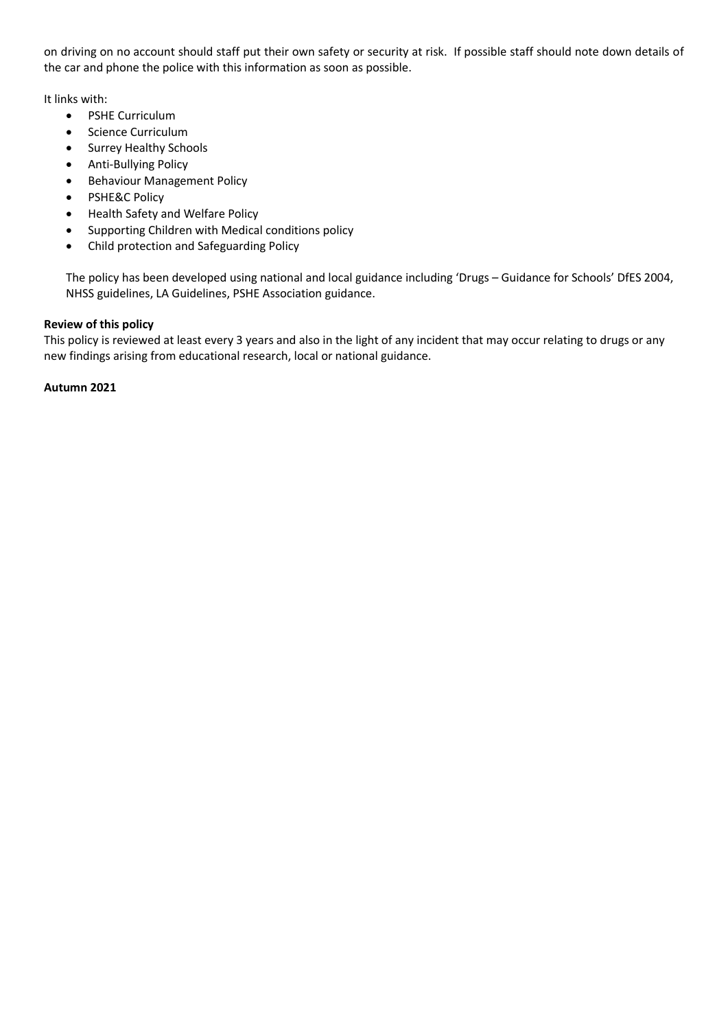on driving on no account should staff put their own safety or security at risk. If possible staff should note down details of the car and phone the police with this information as soon as possible.

It links with:

- PSHE Curriculum
- Science Curriculum
- Surrey Healthy Schools
- Anti-Bullying Policy
- Behaviour Management Policy
- PSHE&C Policy
- Health Safety and Welfare Policy
- Supporting Children with Medical conditions policy
- Child protection and Safeguarding Policy

The policy has been developed using national and local guidance including 'Drugs – Guidance for Schools' DfES 2004, NHSS guidelines, LA Guidelines, PSHE Association guidance.

**Review of this policy**

This policy is reviewed at least every 3 years and also in the light of any incident that may occur relating to drugs or any new findings arising from educational research, local or national guidance.

**Autumn 2021**